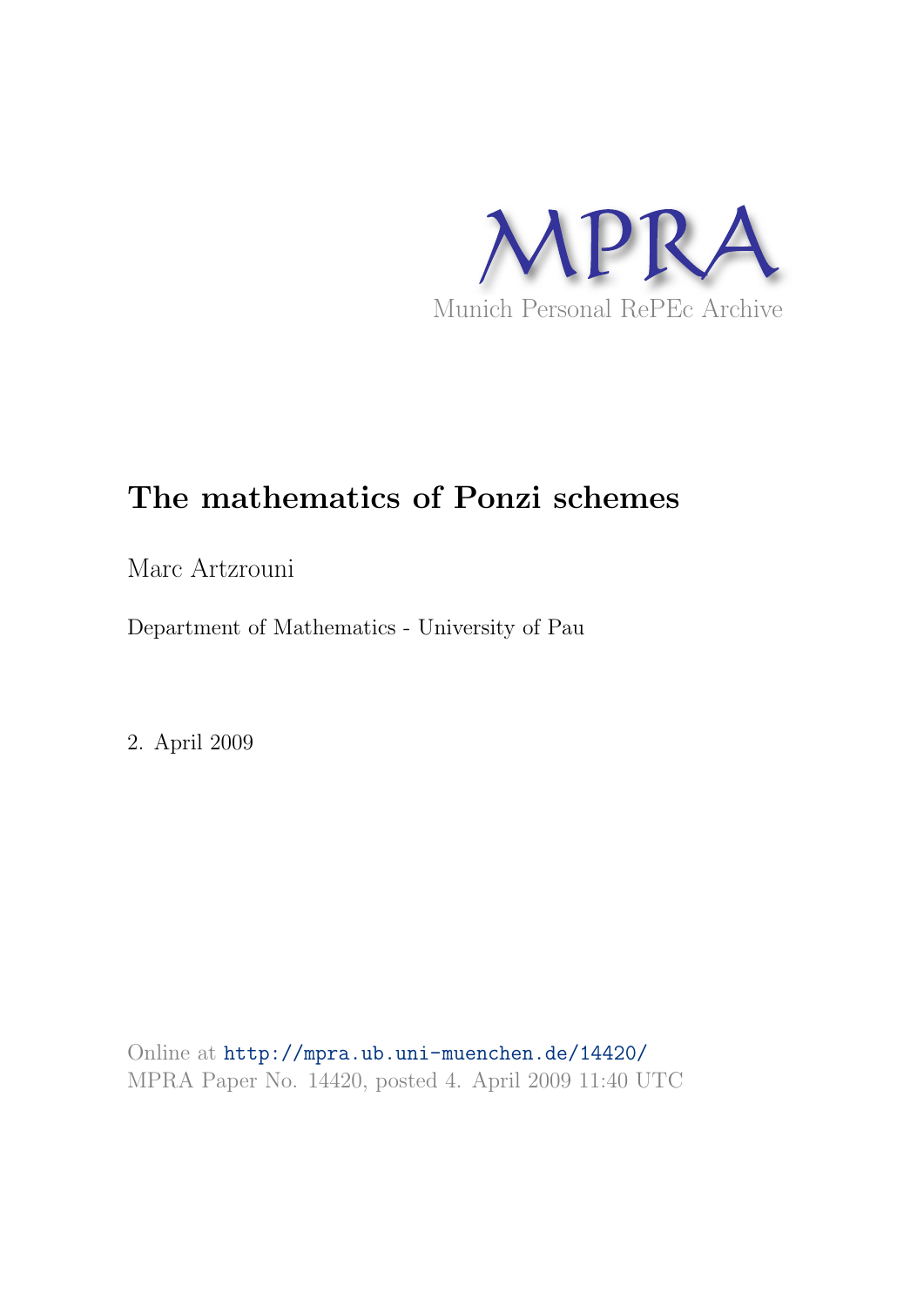MPRA

Munich Personal RePEc Archive

# The mathematics of Ponzi schemes

Marc Artzrouni

Department of Mathematics - University of Pau

2. April 2009

Online at http://mpra.ub.uni-muenchen.de/14420/
MPRA Paper No. 14420, posted 4. April 2009 11:40 UTC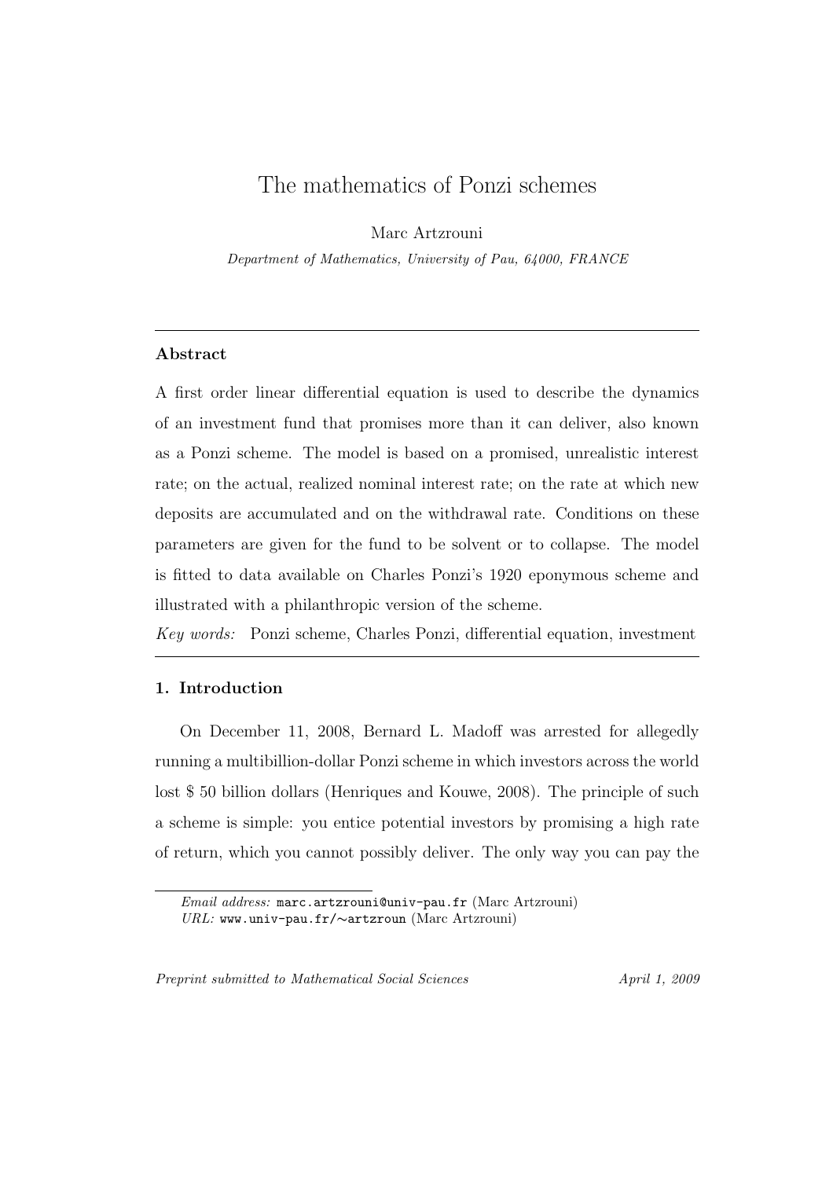# The mathematics of Ponzi schemes

Marc Artzrouni

*Department of Mathematics, University of Pau, 64000, FRANCE*

---

**Abstract**

A first order linear differential equation is used to describe the dynamics of an investment fund that promises more than it can deliver, also known as a Ponzi scheme. The model is based on a promised, unrealistic interest rate; on the actual, realized nominal interest rate; on the rate at which new deposits are accumulated and on the withdrawal rate. Conditions on these parameters are given for the fund to be solvent or to collapse. The model is fitted to data available on Charles Ponzi's 1920 eponymous scheme and illustrated with a philanthropic version of the scheme.

*Key words:* Ponzi scheme, Charles Ponzi, differential equation, investment

---

## 1. Introduction

On December 11, 2008, Bernard L. Madoff was arrested for allegedly running a multibillion-dollar Ponzi scheme in which investors across the world lost \$ 50 billion dollars (Henriques and Kouwe, 2008). The principle of such a scheme is simple: you entice potential investors by promising a high rate of return, which you cannot possibly deliver. The only way you can pay the

---

*Email address:* `marc.artzrouni@univ-pau.fr` (Marc Artzrouni)
*URL:* `www.univ-pau.fr/∼artzroun` (Marc Artzrouni)

*Preprint submitted to Mathematical Social Sciences* *April 1, 2009*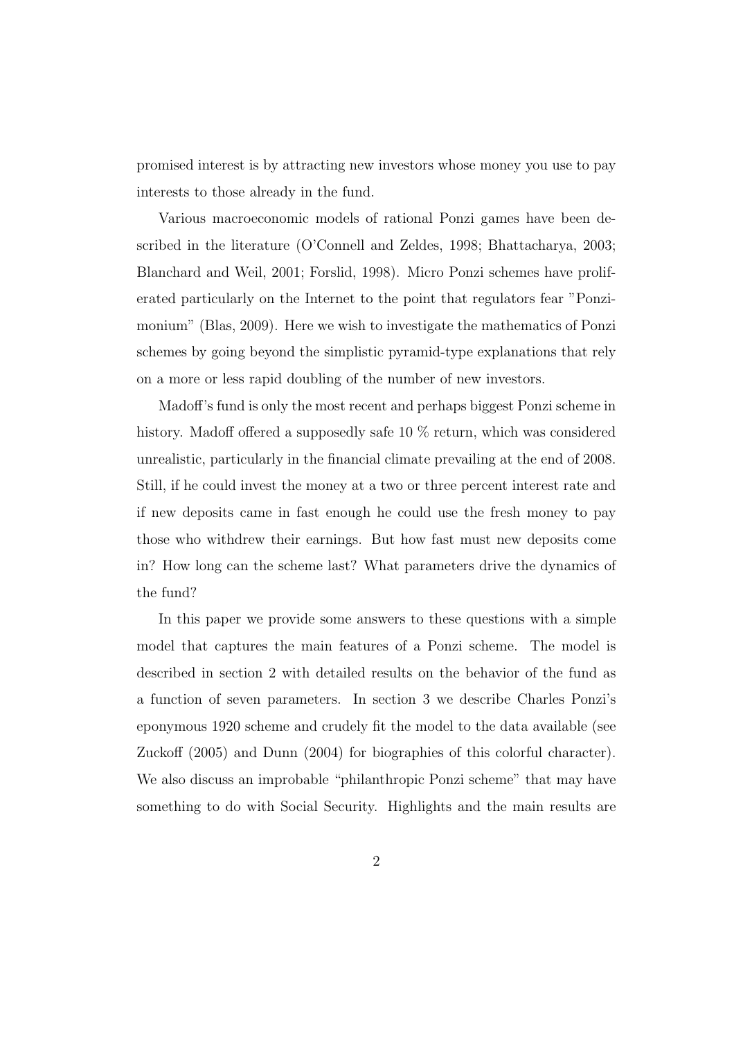promised interest is by attracting new investors whose money you use to pay interests to those already in the fund.

Various macroeconomic models of rational Ponzi games have been described in the literature (O'Connell and Zeldes, 1998; Bhattacharya, 2003; Blanchard and Weil, 2001; Forslid, 1998). Micro Ponzi schemes have proliferated particularly on the Internet to the point that regulators fear "Ponzimonium" (Blas, 2009). Here we wish to investigate the mathematics of Ponzi schemes by going beyond the simplistic pyramid-type explanations that rely on a more or less rapid doubling of the number of new investors.

Madoff's fund is only the most recent and perhaps biggest Ponzi scheme in history. Madoff offered a supposedly safe 10 % return, which was considered unrealistic, particularly in the financial climate prevailing at the end of 2008. Still, if he could invest the money at a two or three percent interest rate and if new deposits came in fast enough he could use the fresh money to pay those who withdrew their earnings. But how fast must new deposits come in? How long can the scheme last? What parameters drive the dynamics of the fund?

In this paper we provide some answers to these questions with a simple model that captures the main features of a Ponzi scheme. The model is described in section 2 with detailed results on the behavior of the fund as a function of seven parameters. In section 3 we describe Charles Ponzi's eponymous 1920 scheme and crudely fit the model to the data available (see Zuckoff (2005) and Dunn (2004) for biographies of this colorful character). We also discuss an improbable "philanthropic Ponzi scheme" that may have something to do with Social Security. Highlights and the main results are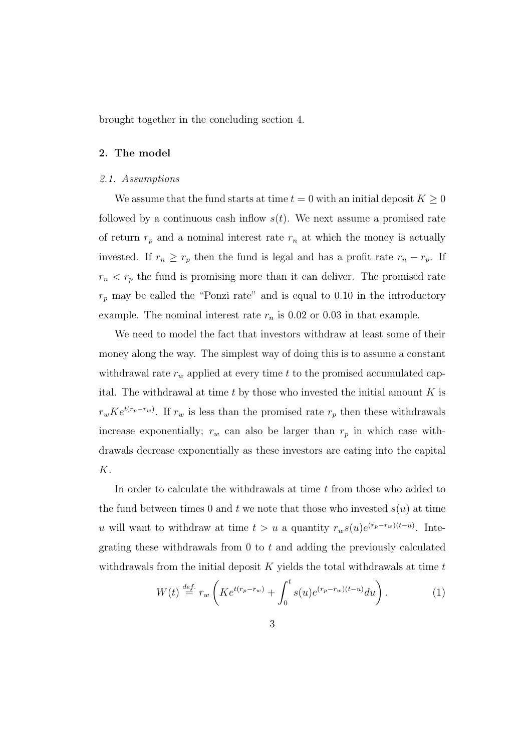brought together in the concluding section 4.

## 2. The model

### *2.1. Assumptions*

We assume that the fund starts at time $t = 0$ with an initial deposit $K \geq 0$ followed by a continuous cash inflow $s(t)$. We next assume a promised rate of return $r_p$ and a nominal interest rate $r_n$ at which the money is actually invested. If $r_n \geq r_p$ then the fund is legal and has a profit rate $r_n - r_p$. If $r_n < r_p$ the fund is promising more than it can deliver. The promised rate $r_p$ may be called the "Ponzi rate" and is equal to 0.10 in the introductory example. The nominal interest rate $r_n$ is 0.02 or 0.03 in that example.

We need to model the fact that investors withdraw at least some of their money along the way. The simplest way of doing this is to assume a constant withdrawal rate $r_w$ applied at every time $t$ to the promised accumulated capital. The withdrawal at time $t$ by those who invested the initial amount $K$ is $r_w K e^{t(r_p - r_w)}$. If $r_w$ is less than the promised rate $r_p$ then these withdrawals increase exponentially; $r_w$ can also be larger than $r_p$ in which case withdrawals decrease exponentially as these investors are eating into the capital $K$.

In order to calculate the withdrawals at time $t$ from those who added to the fund between times 0 and $t$ we note that those who invested $s(u)$ at time $u$ will want to withdraw at time $t > u$ a quantity $r_w s(u) e^{(r_p - r_w)(t-u)}$. Integrating these withdrawals from 0 to $t$ and adding the previously calculated withdrawals from the initial deposit $K$ yields the total withdrawals at time $t$

$$W(t) \stackrel{def.}{=} r_w \left( K e^{t(r_p - r_w)} + \int_0^t s(u) e^{(r_p - r_w)(t-u)} du \right). \tag{1}$$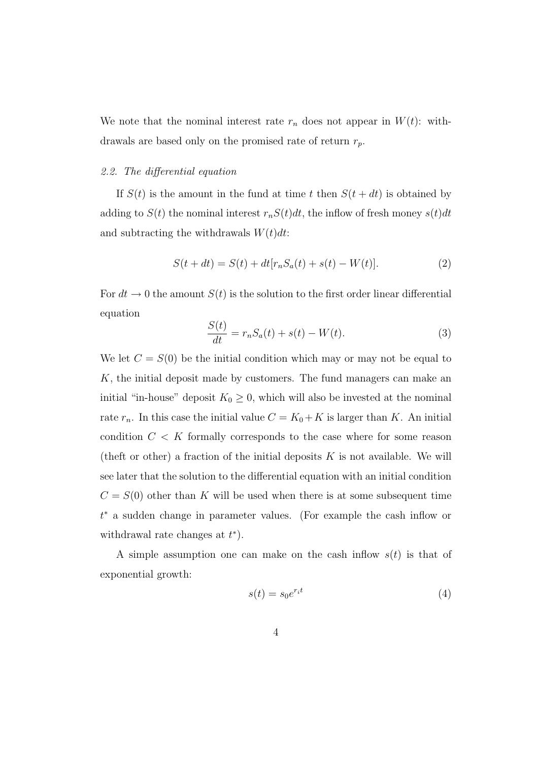We note that the nominal interest rate $r_n$ does not appear in $W(t)$: withdrawals are based only on the promised rate of return $r_p$.

### *2.2. The differential equation*

If $S(t)$ is the amount in the fund at time $t$ then $S(t+dt)$ is obtained by adding to $S(t)$ the nominal interest $r_n S(t)dt$, the inflow of fresh money $s(t)dt$ and subtracting the withdrawals $W(t)dt$:

$$S(t+dt) = S(t) + dt[r_n S_a(t) + s(t) - W(t)]. \tag{2}$$

For $dt \to 0$ the amount $S(t)$ is the solution to the first order linear differential equation

$$\frac{S(t)}{dt} = r_n S_a(t) + s(t) - W(t). \tag{3}$$

We let $C = S(0)$ be the initial condition which may or may not be equal to $K$, the initial deposit made by customers. The fund managers can make an initial "in-house" deposit $K_0 \geq 0$, which will also be invested at the nominal rate $r_n$. In this case the initial value $C = K_0 + K$ is larger than $K$. An initial condition $C < K$ formally corresponds to the case where for some reason (theft or other) a fraction of the initial deposits $K$ is not available. We will see later that the solution to the differential equation with an initial condition $C = S(0)$ other than $K$ will be used when there is at some subsequent time $t^*$ a sudden change in parameter values. (For example the cash inflow or withdrawal rate changes at $t^*$).

A simple assumption one can make on the cash inflow $s(t)$ is that of exponential growth:

$$s(t) = s_0 e^{r_i t} \tag{4}$$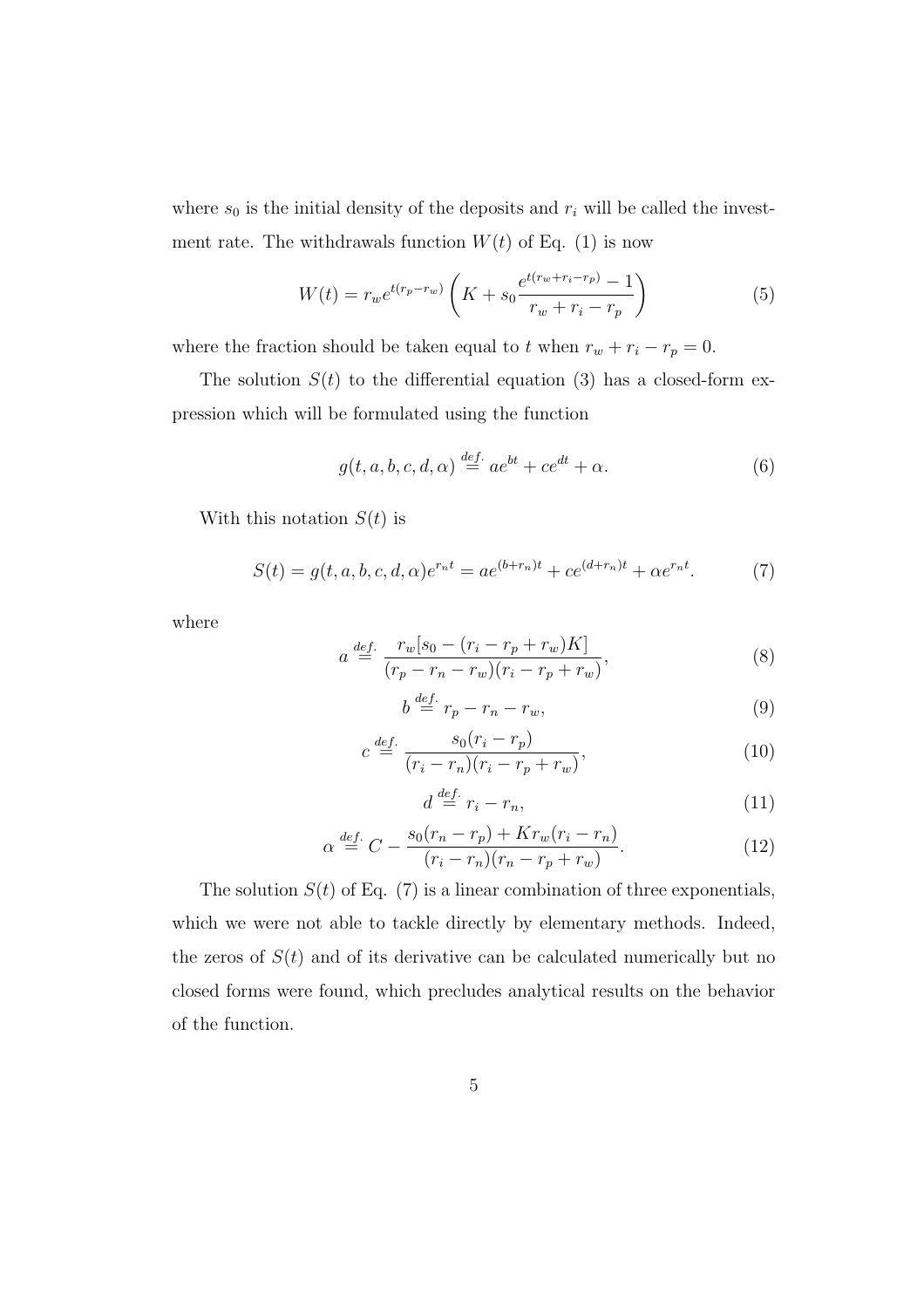where $s_0$ is the initial density of the deposits and $r_i$ will be called the investment rate. The withdrawals function $W(t)$ of Eq. (1) is now

$$W(t) = r_w e^{t(r_p - r_w)} \left( K + s_0 \frac{e^{t(r_w + r_i - r_p)} - 1}{r_w + r_i - r_p} \right) \tag{5}$$

where the fraction should be taken equal to $t$ when $r_w + r_i - r_p = 0$.

The solution $S(t)$ to the differential equation (3) has a closed-form expression which will be formulated using the function

$$g(t, a, b, c, d, \alpha) \stackrel{def.}{=} ae^{bt} + ce^{dt} + \alpha. \tag{6}$$

With this notation $S(t)$ is

$$S(t) = g(t, a, b, c, d, \alpha)e^{r_n t} = ae^{(b+r_n)t} + ce^{(d+r_n)t} + \alpha e^{r_n t}. \tag{7}$$

where

$$a \stackrel{def.}{=} \frac{r_w[s_0 - (r_i - r_p + r_w)K]}{(r_p - r_n - r_w)(r_i - r_p + r_w)}, \tag{8}$$

$$b \stackrel{def.}{=} r_p - r_n - r_w, \tag{9}$$

$$c \stackrel{def.}{=} \frac{s_0(r_i - r_p)}{(r_i - r_n)(r_i - r_p + r_w)}, \tag{10}$$

$$d \stackrel{def.}{=} r_i - r_n, \tag{11}$$

$$\alpha \stackrel{def.}{=} C - \frac{s_0(r_n - r_p) + K r_w (r_i - r_n)}{(r_i - r_n)(r_n - r_p + r_w)}. \tag{12}$$

The solution $S(t)$ of Eq. (7) is a linear combination of three exponentials, which we were not able to tackle directly by elementary methods. Indeed, the zeros of $S(t)$ and of its derivative can be calculated numerically but no closed forms were found, which precludes analytical results on the behavior of the function.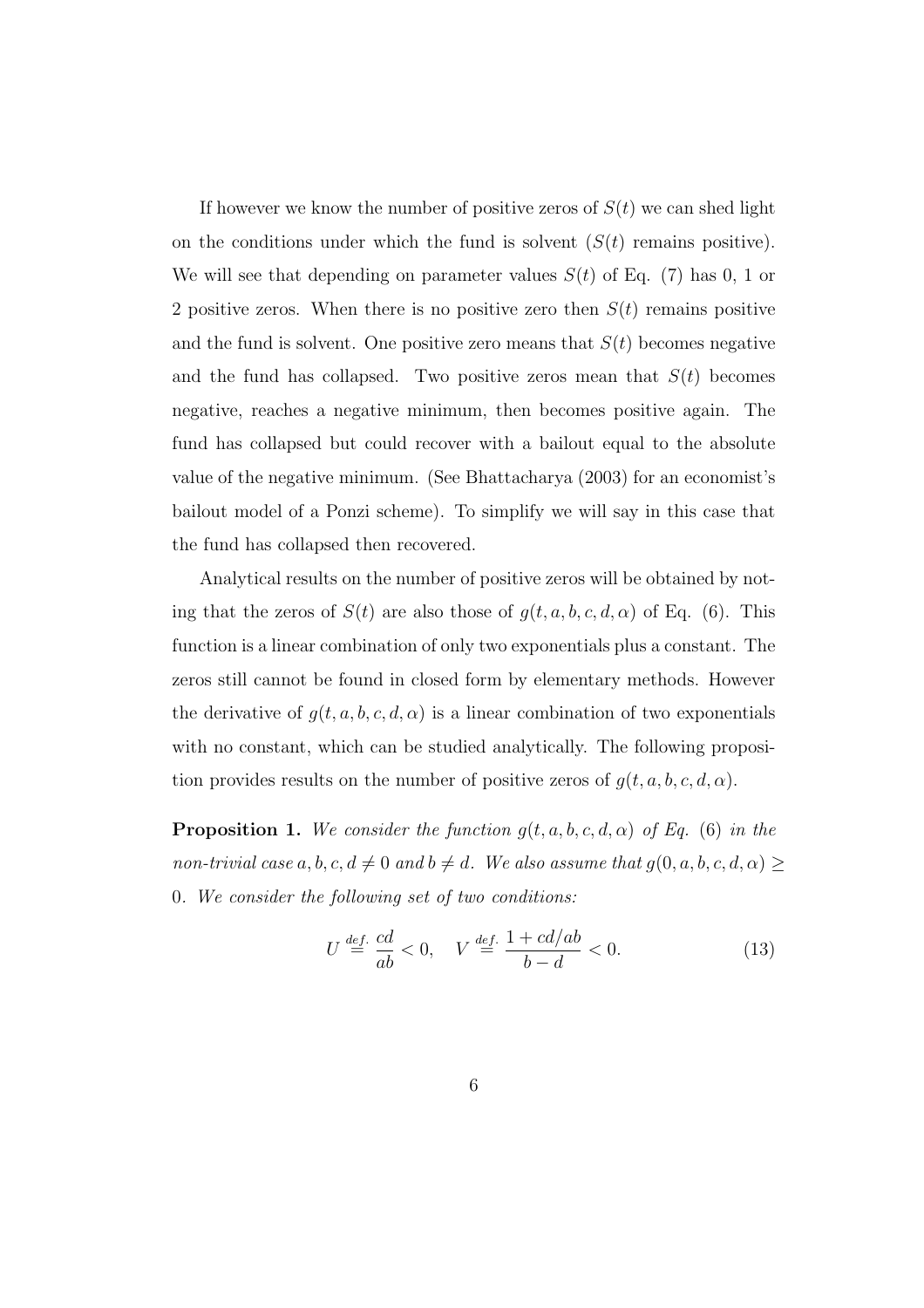If however we know the number of positive zeros of $S(t)$ we can shed light on the conditions under which the fund is solvent ($S(t)$ remains positive). We will see that depending on parameter values $S(t)$ of Eq. (7) has 0, 1 or 2 positive zeros. When there is no positive zero then $S(t)$ remains positive and the fund is solvent. One positive zero means that $S(t)$ becomes negative and the fund has collapsed. Two positive zeros mean that $S(t)$ becomes negative, reaches a negative minimum, then becomes positive again. The fund has collapsed but could recover with a bailout equal to the absolute value of the negative minimum. (See Bhattacharya (2003) for an economist's bailout model of a Ponzi scheme). To simplify we will say in this case that the fund has collapsed then recovered.

Analytical results on the number of positive zeros will be obtained by noting that the zeros of $S(t)$ are also those of $g(t, a, b, c, d, \alpha)$ of Eq. (6). This function is a linear combination of only two exponentials plus a constant. The zeros still cannot be found in closed form by elementary methods. However the derivative of $g(t, a, b, c, d, \alpha)$ is a linear combination of two exponentials with no constant, which can be studied analytically. The following proposition provides results on the number of positive zeros of $g(t, a, b, c, d, \alpha)$.

**Proposition 1.** *We consider the function $g(t, a, b, c, d, \alpha)$ of Eq. (6) in the non-trivial case $a, b, c, d \neq 0$ and $b \neq d$. We also assume that $g(0, a, b, c, d, \alpha) \geq 0$. We consider the following set of two conditions:*

$$U \stackrel{def.}{=} \frac{cd}{ab} < 0, \quad V \stackrel{def.}{=} \frac{1 + cd/ab}{b - d} < 0. \tag{13}$$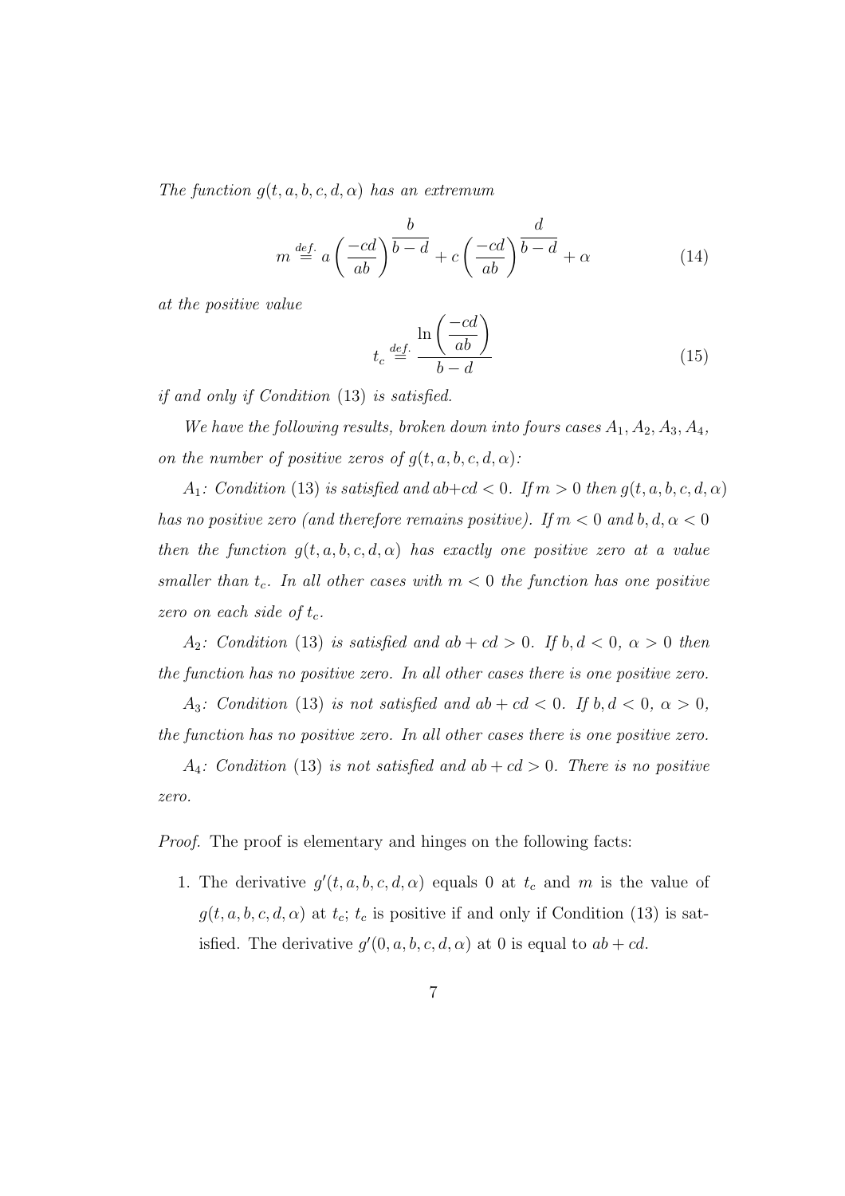*The function $g(t, a, b, c, d, \alpha)$ has an extremum*

$$m \overset{def.}{=} a\left(\frac{-cd}{ab}\right)^{\frac{b}{b-d}} + c\left(\frac{-cd}{ab}\right)^{\frac{d}{b-d}} + \alpha \tag{14}$$

*at the positive value*

$$t_c \overset{def.}{=} \frac{\ln\left(\frac{-cd}{ab}\right)}{b-d} \tag{15}$$

*if and only if Condition* (13) *is satisfied.*

*We have the following results, broken down into fours cases $A_1, A_2, A_3, A_4$, on the number of positive zeros of $g(t, a, b, c, d, \alpha)$:*

*$A_1$: Condition* (13) *is satisfied and $ab+cd < 0$. If $m > 0$ then $g(t, a, b, c, d, \alpha)$ has no positive zero (and therefore remains positive). If $m < 0$ and $b, d, \alpha < 0$ then the function $g(t, a, b, c, d, \alpha)$ has exactly one positive zero at a value smaller than $t_c$. In all other cases with $m < 0$ the function has one positive zero on each side of $t_c$.*

*$A_2$: Condition* (13) *is satisfied and $ab + cd > 0$. If $b, d < 0$, $\alpha > 0$ then the function has no positive zero. In all other cases there is one positive zero.*

*$A_3$: Condition* (13) *is not satisfied and $ab + cd < 0$. If $b, d < 0$, $\alpha > 0$, the function has no positive zero. In all other cases there is one positive zero.*

*$A_4$: Condition* (13) *is not satisfied and $ab + cd > 0$. There is no positive zero.*

*Proof.* The proof is elementary and hinges on the following facts:

1. The derivative $g'(t, a, b, c, d, \alpha)$ equals 0 at $t_c$ and $m$ is the value of $g(t, a, b, c, d, \alpha)$ at $t_c$; $t_c$ is positive if and only if Condition (13) is satisfied. The derivative $g'(0, a, b, c, d, \alpha)$ at 0 is equal to $ab + cd$.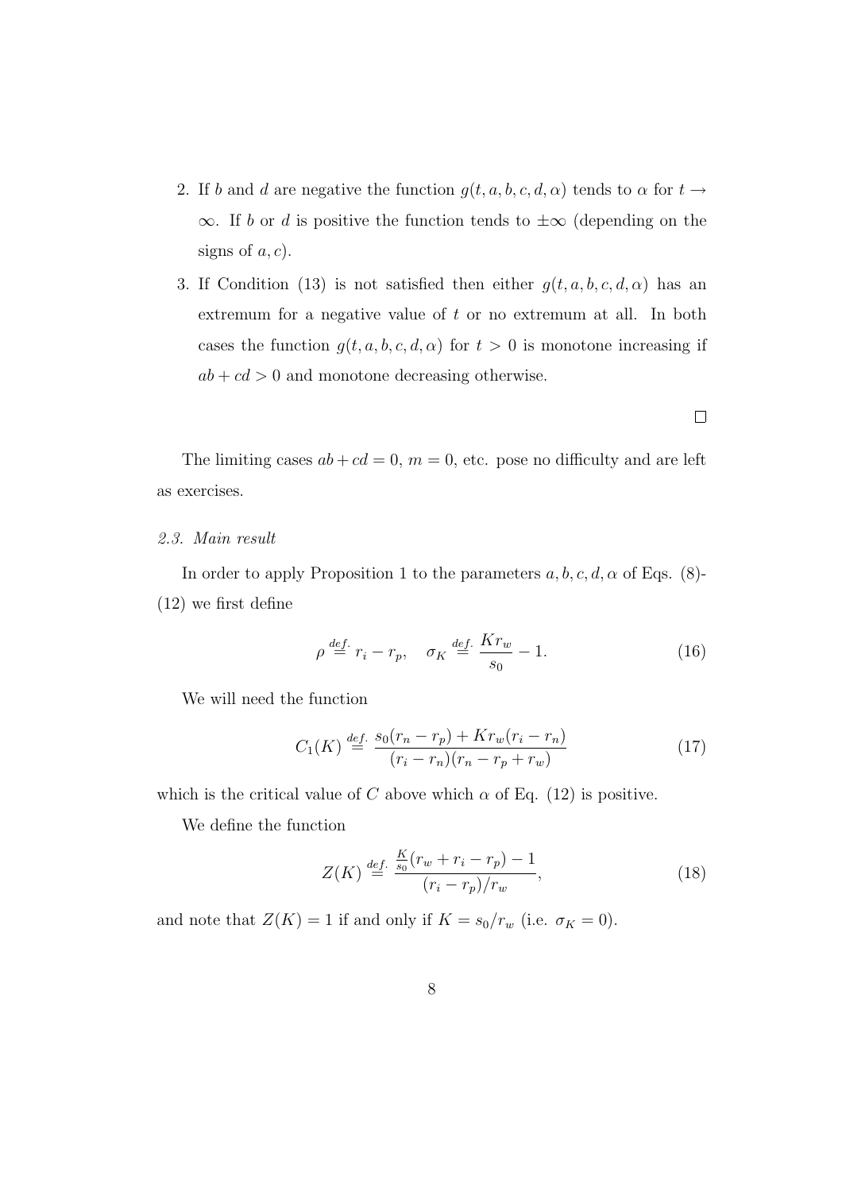2. If $b$ and $d$ are negative the function $g(t, a, b, c, d, \alpha)$ tends to $\alpha$ for $t \to \infty$. If $b$ or $d$ is positive the function tends to $\pm\infty$ (depending on the signs of $a, c$).
3. If Condition (13) is not satisfied then either $g(t, a, b, c, d, \alpha)$ has an extremum for a negative value of $t$ or no extremum at all. In both cases the function $g(t, a, b, c, d, \alpha)$ for $t > 0$ is monotone increasing if $ab + cd > 0$ and monotone decreasing otherwise.

□

The limiting cases $ab + cd = 0$, $m = 0$, etc. pose no difficulty and are left as exercises.

### *2.3. Main result*

In order to apply Proposition 1 to the parameters $a, b, c, d, \alpha$ of Eqs. (8)-(12) we first define

$$\rho \stackrel{def.}{=} r_i - r_p, \quad \sigma_K \stackrel{def.}{=} \frac{K r_w}{s_0} - 1. \tag{16}$$

We will need the function

$$C_1(K) \stackrel{def.}{=} \frac{s_0(r_n - r_p) + K r_w(r_i - r_n)}{(r_i - r_n)(r_n - r_p + r_w)} \tag{17}$$

which is the critical value of $C$ above which $\alpha$ of Eq. (12) is positive.

We define the function

$$Z(K) \stackrel{def.}{=} \frac{\frac{K}{s_0}(r_w + r_i - r_p) - 1}{(r_i - r_p)/r_w}, \tag{18}$$

and note that $Z(K) = 1$ if and only if $K = s_0/r_w$ (i.e. $\sigma_K = 0$).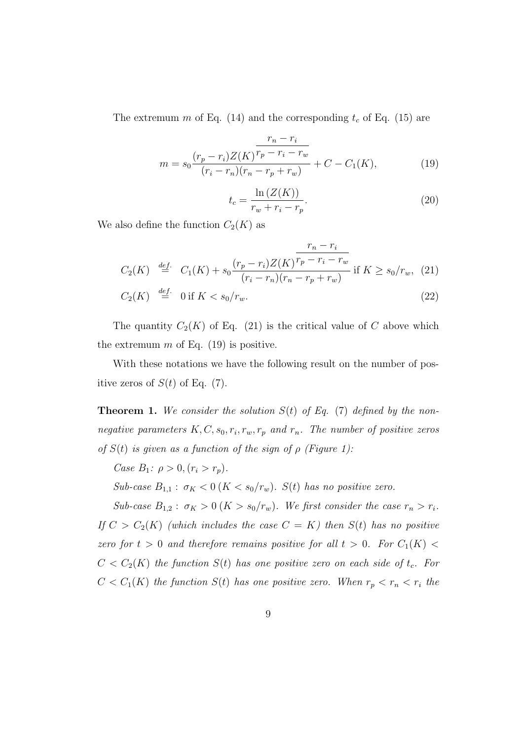The extremum $m$ of Eq. (14) and the corresponding $t_c$ of Eq. (15) are

$$
m = s_0 \frac{(r_p - r_i) Z(K)^{\overline{\frac{r_n - r_i}{r_p - r_i - r_w}}}}{(r_i - r_n)(r_n - r_p + r_w)} + C - C_1(K), \tag{19}
$$

$$
t_c = \frac{\ln(Z(K))}{r_w + r_i - r_p}. \tag{20}
$$

We also define the function $C_2(K)$ as

$$
C_2(K) \stackrel{def.}{=} C_1(K) + s_0 \frac{(r_p - r_i) Z(K)^{\overline{\frac{r_n - r_i}{r_p - r_i - r_w}}}}{(r_i - r_n)(r_n - r_p + r_w)} \text{ if } K \geq s_0/r_w, \tag{21}
$$

$$
C_2(K) \stackrel{def.}{=} 0 \text{ if } K < s_0/r_w. \tag{22}
$$

The quantity $C_2(K)$ of Eq. (21) is the critical value of $C$ above which the extremum $m$ of Eq. (19) is positive.

With these notations we have the following result on the number of positive zeros of $S(t)$ of Eq. (7).

**Theorem 1.** *We consider the solution $S(t)$ of Eq. (7) defined by the nonnegative parameters $K, C, s_0, r_i, r_w, r_p$ and $r_n$. The number of positive zeros of $S(t)$ is given as a function of the sign of $\rho$ (Figure 1):*

*Case $B_1$: $\rho > 0, (r_i > r_p)$.*

*Sub-case $B_{1,1}$ : $\sigma_K < 0 \, (K < s_0/r_w)$. $S(t)$ has no positive zero.*

*Sub-case $B_{1,2}$ : $\sigma_K > 0 \, (K > s_0/r_w)$. We first consider the case $r_n > r_i$. If $C > C_2(K)$ (which includes the case $C = K$) then $S(t)$ has no positive zero for $t > 0$ and therefore remains positive for all $t > 0$. For $C_1(K) < C < C_2(K)$ the function $S(t)$ has one positive zero on each side of $t_c$. For $C < C_1(K)$ the function $S(t)$ has one positive zero. When $r_p < r_n < r_i$ the*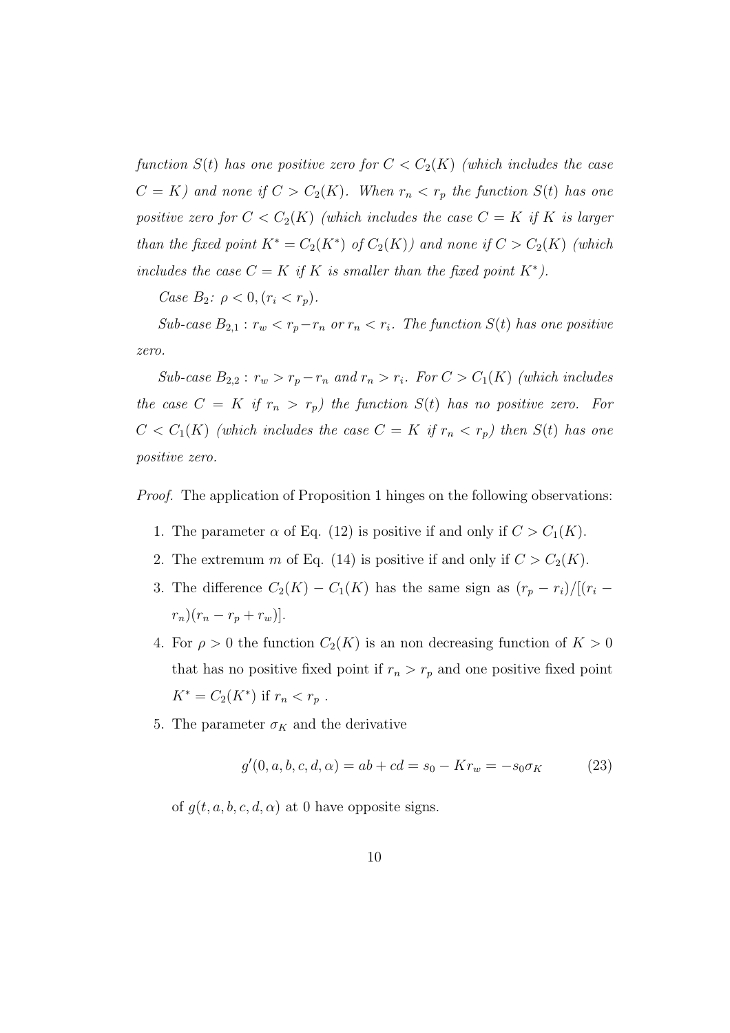*function $S(t)$ has one positive zero for $C < C_2(K)$ (which includes the case $C = K$) and none if $C > C_2(K)$. When $r_n < r_p$ the function $S(t)$ has one positive zero for $C < C_2(K)$ (which includes the case $C = K$ if $K$ is larger than the fixed point $K^* = C_2(K^*)$ of $C_2(K)$) and none if $C > C_2(K)$ (which includes the case $C = K$ if $K$ is smaller than the fixed point $K^*$).*

*Case $B_2$: $\rho < 0, (r_i < r_p)$.*

*Sub-case $B_{2,1}$ : $r_w < r_p - r_n$ or $r_n < r_i$. The function $S(t)$ has one positive zero.*

*Sub-case $B_{2,2}$ : $r_w > r_p - r_n$ and $r_n > r_i$. For $C > C_1(K)$ (which includes the case $C = K$ if $r_n > r_p$) the function $S(t)$ has no positive zero. For $C < C_1(K)$ (which includes the case $C = K$ if $r_n < r_p$) then $S(t)$ has one positive zero.*

*Proof.* The application of Proposition 1 hinges on the following observations:

1. The parameter $\alpha$ of Eq. (12) is positive if and only if $C > C_1(K)$.
2. The extremum $m$ of Eq. (14) is positive if and only if $C > C_2(K)$.
3. The difference $C_2(K) - C_1(K)$ has the same sign as $(r_p - r_i)/[(r_i - r_n)(r_n - r_p + r_w)]$.
4. For $\rho > 0$ the function $C_2(K)$ is an non decreasing function of $K > 0$ that has no positive fixed point if $r_n > r_p$ and one positive fixed point $K^* = C_2(K^*)$ if $r_n < r_p$ .
5. The parameter $\sigma_K$ and the derivative

$$g'(0, a, b, c, d, \alpha) = ab + cd = s_0 - Kr_w = -s_0\sigma_K \tag{23}$$

of $g(t, a, b, c, d, \alpha)$ at 0 have opposite signs.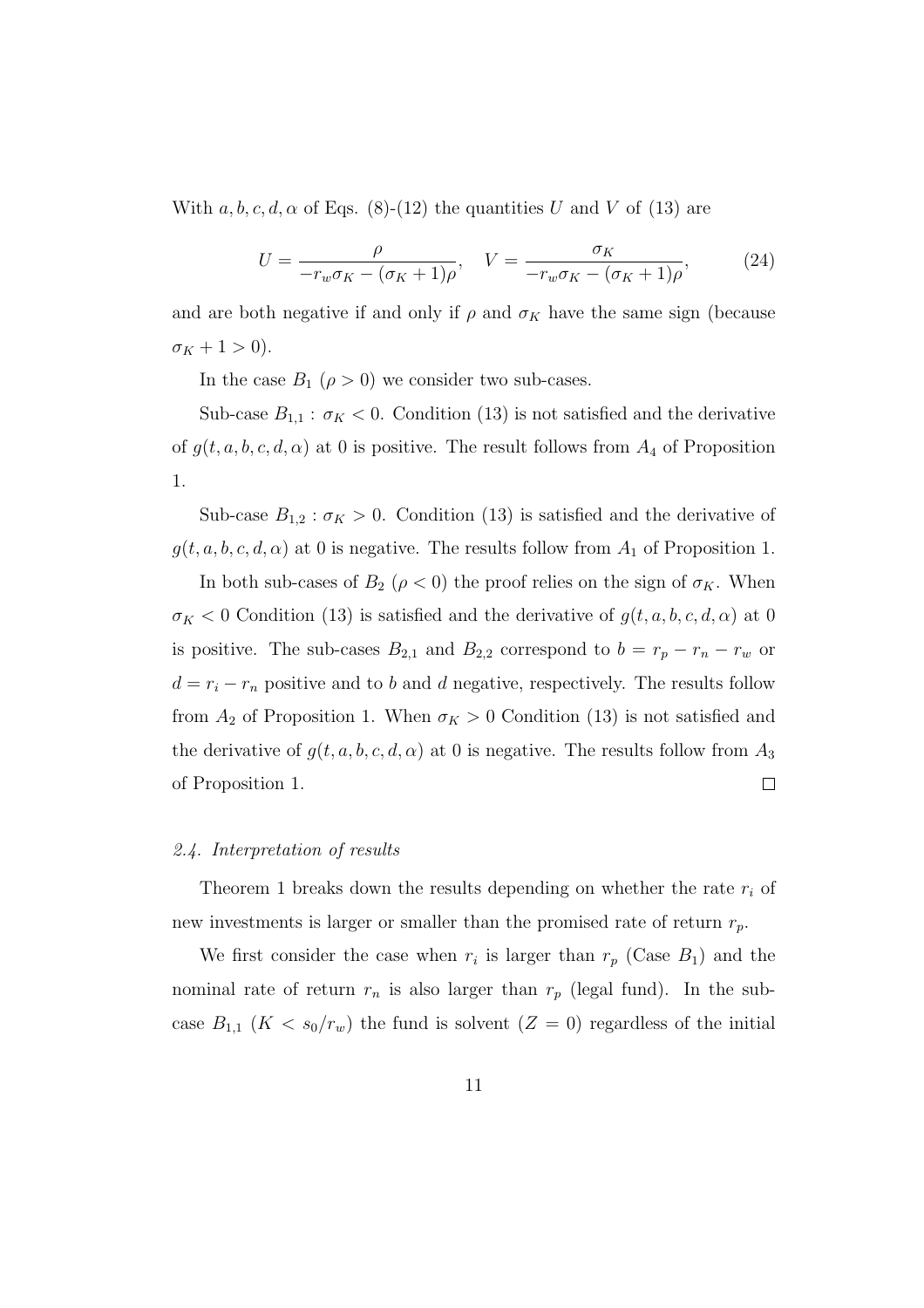With $a, b, c, d, \alpha$ of Eqs. (8)-(12) the quantities $U$ and $V$ of (13) are

$$U = \frac{\rho}{-r_w \sigma_K - (\sigma_K + 1)\rho}, \quad V = \frac{\sigma_K}{-r_w \sigma_K - (\sigma_K + 1)\rho}, \tag{24}$$

and are both negative if and only if $\rho$ and $\sigma_K$ have the same sign (because $\sigma_K + 1 > 0$).

In the case $B_1$ ($\rho > 0$) we consider two sub-cases.

Sub-case $B_{1,1}$ : $\sigma_K < 0$. Condition (13) is not satisfied and the derivative of $g(t, a, b, c, d, \alpha)$ at 0 is positive. The result follows from $A_4$ of Proposition 1.

Sub-case $B_{1,2}$ : $\sigma_K > 0$. Condition (13) is satisfied and the derivative of $g(t, a, b, c, d, \alpha)$ at 0 is negative. The results follow from $A_1$ of Proposition 1.

In both sub-cases of $B_2$ ($\rho < 0$) the proof relies on the sign of $\sigma_K$. When $\sigma_K < 0$ Condition (13) is satisfied and the derivative of $g(t, a, b, c, d, \alpha)$ at 0 is positive. The sub-cases $B_{2,1}$ and $B_{2,2}$ correspond to $b = r_p - r_n - r_w$ or $d = r_i - r_n$ positive and to $b$ and $d$ negative, respectively. The results follow from $A_2$ of Proposition 1. When $\sigma_K > 0$ Condition (13) is not satisfied and the derivative of $g(t, a, b, c, d, \alpha)$ at 0 is negative. The results follow from $A_3$ of Proposition 1. □

### 2.4. Interpretation of results

Theorem 1 breaks down the results depending on whether the rate $r_i$ of new investments is larger or smaller than the promised rate of return $r_p$.

We first consider the case when $r_i$ is larger than $r_p$ (Case $B_1$) and the nominal rate of return $r_n$ is also larger than $r_p$ (legal fund). In the sub-case $B_{1,1}$ ($K < s_0/r_w$) the fund is solvent ($Z = 0$) regardless of the initial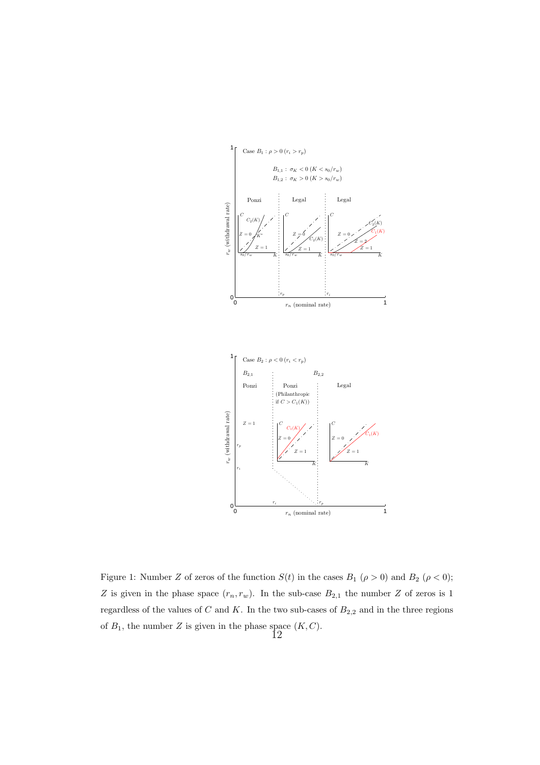Figure 1: Number $Z$ of zeros of the function $S(t)$ in the cases $B_1$ ($\rho > 0$) and $B_2$ ($\rho < 0$); $Z$ is given in the phase space $(r_n, r_w)$. In the sub-case $B_{2,1}$ the number $Z$ of zeros is 1 regardless of the values of $C$ and $K$. In the two sub-cases of $B_{2,2}$ and in the three regions of $B_1$, the number $Z$ is given in the phase space $(K, C)$.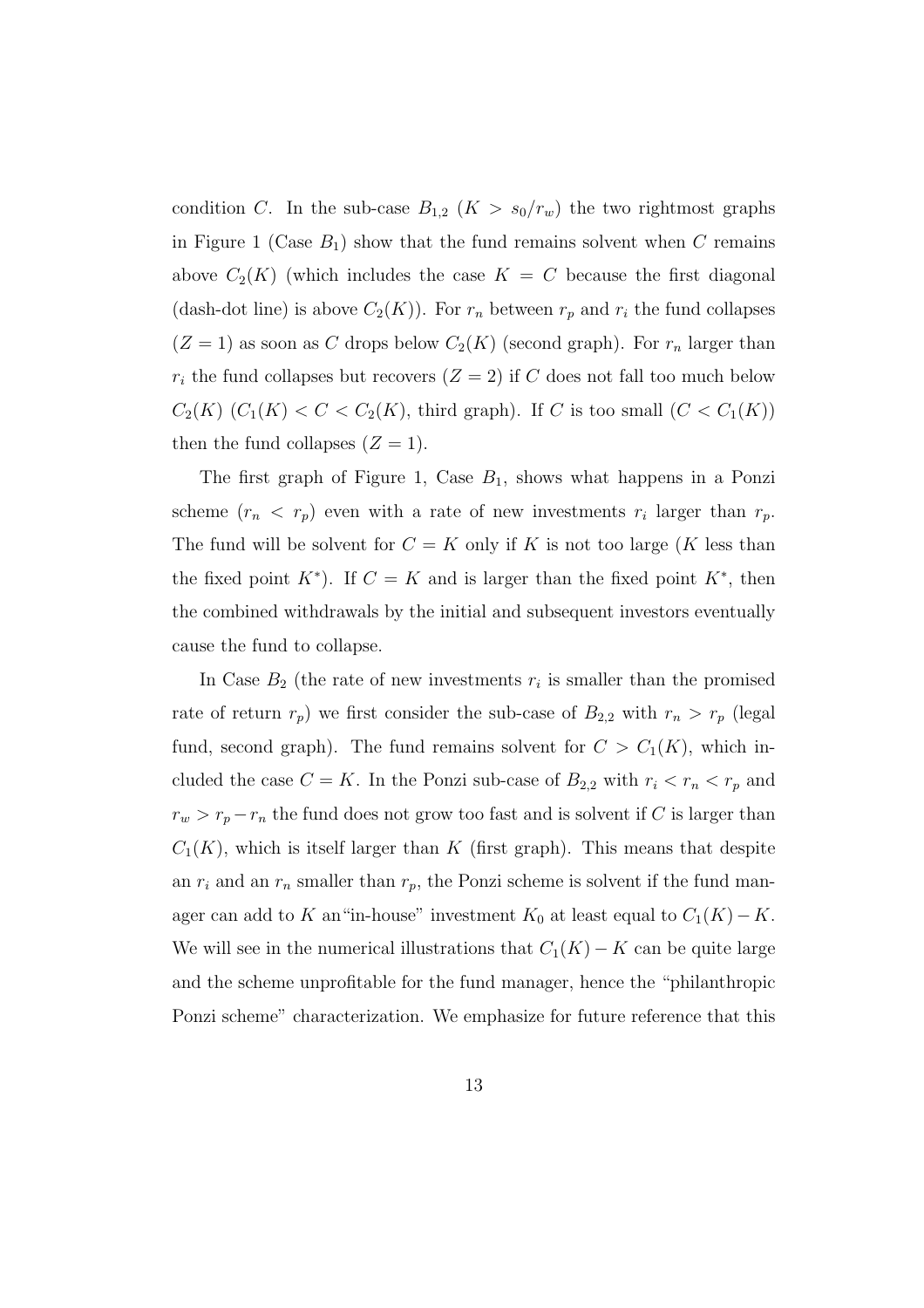condition $C$. In the sub-case $B_{1,2}$ ($K > s_0/r_w$) the two rightmost graphs in Figure 1 (Case $B_1$) show that the fund remains solvent when $C$ remains above $C_2(K)$ (which includes the case $K = C$ because the first diagonal (dash-dot line) is above $C_2(K)$). For $r_n$ between $r_p$ and $r_i$ the fund collapses ($Z = 1$) as soon as $C$ drops below $C_2(K)$ (second graph). For $r_n$ larger than $r_i$ the fund collapses but recovers ($Z = 2$) if $C$ does not fall too much below $C_2(K)$ ($C_1(K) < C < C_2(K)$, third graph). If $C$ is too small ($C < C_1(K)$) then the fund collapses ($Z = 1$).

The first graph of Figure 1, Case $B_1$, shows what happens in a Ponzi scheme ($r_n < r_p$) even with a rate of new investments $r_i$ larger than $r_p$. The fund will be solvent for $C = K$ only if $K$ is not too large ($K$ less than the fixed point $K^*$). If $C = K$ and is larger than the fixed point $K^*$, then the combined withdrawals by the initial and subsequent investors eventually cause the fund to collapse.

In Case $B_2$ (the rate of new investments $r_i$ is smaller than the promised rate of return $r_p$) we first consider the sub-case of $B_{2,2}$ with $r_n > r_p$ (legal fund, second graph). The fund remains solvent for $C > C_1(K)$, which included the case $C = K$. In the Ponzi sub-case of $B_{2,2}$ with $r_i < r_n < r_p$ and $r_w > r_p - r_n$ the fund does not grow too fast and is solvent if $C$ is larger than $C_1(K)$, which is itself larger than $K$ (first graph). This means that despite an $r_i$ and an $r_n$ smaller than $r_p$, the Ponzi scheme is solvent if the fund manager can add to $K$ an"in-house" investment $K_0$ at least equal to $C_1(K) - K$. We will see in the numerical illustrations that $C_1(K) - K$ can be quite large and the scheme unprofitable for the fund manager, hence the "philanthropic Ponzi scheme" characterization. We emphasize for future reference that this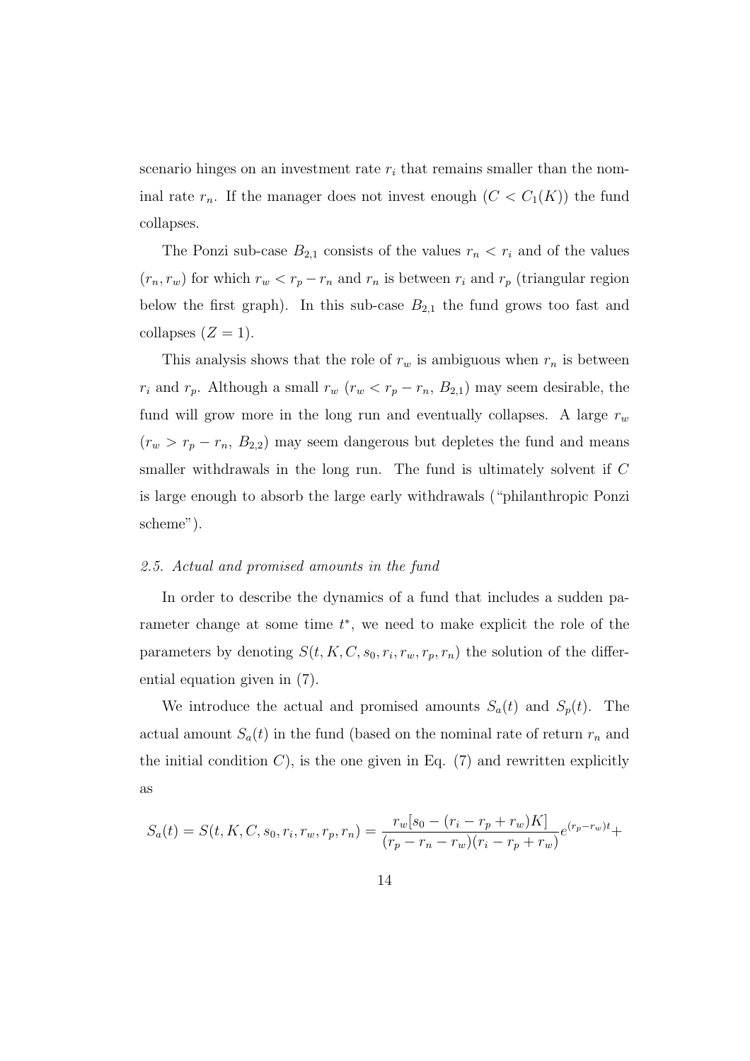scenario hinges on an investment rate $r_i$ that remains smaller than the nominal rate $r_n$. If the manager does not invest enough ($C < C_1(K)$) the fund collapses.

The Ponzi sub-case $B_{2,1}$ consists of the values $r_n < r_i$ and of the values $(r_n, r_w)$ for which $r_w < r_p - r_n$ and $r_n$ is between $r_i$ and $r_p$ (triangular region below the first graph). In this sub-case $B_{2,1}$ the fund grows too fast and collapses ($Z = 1$).

This analysis shows that the role of $r_w$ is ambiguous when $r_n$ is between $r_i$ and $r_p$. Although a small $r_w$ ($r_w < r_p - r_n$, $B_{2,1}$) may seem desirable, the fund will grow more in the long run and eventually collapses. A large $r_w$ ($r_w > r_p - r_n$, $B_{2,2}$) may seem dangerous but depletes the fund and means smaller withdrawals in the long run. The fund is ultimately solvent if $C$ is large enough to absorb the large early withdrawals ("philanthropic Ponzi scheme").

### *2.5. Actual and promised amounts in the fund*

In order to describe the dynamics of a fund that includes a sudden parameter change at some time $t^*$, we need to make explicit the role of the parameters by denoting $S(t, K, C, s_0, r_i, r_w, r_p, r_n)$ the solution of the differential equation given in (7).

We introduce the actual and promised amounts $S_a(t)$ and $S_p(t)$. The actual amount $S_a(t)$ in the fund (based on the nominal rate of return $r_n$ and the initial condition $C$), is the one given in Eq. (7) and rewritten explicitly as

$$S_a(t) = S(t, K, C, s_0, r_i, r_w, r_p, r_n) = \frac{r_w[s_0 - (r_i - r_p + r_w)K]}{(r_p - r_n - r_w)(r_i - r_p + r_w)} e^{(r_p - r_w)t} +$$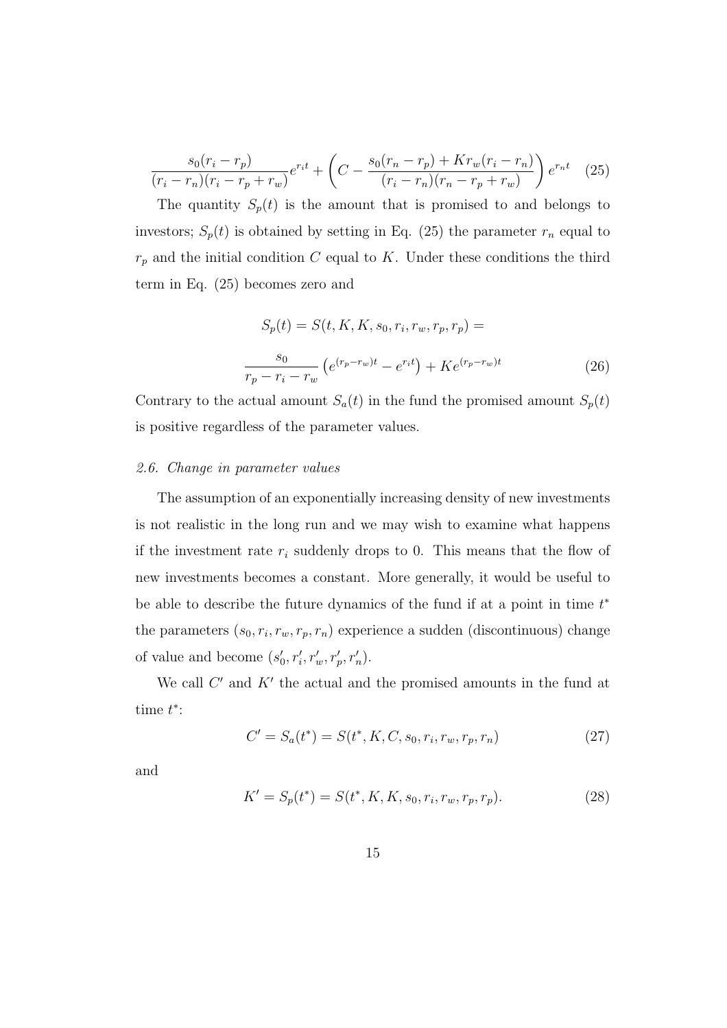$$\frac{s_0(r_i - r_p)}{(r_i - r_n)(r_i - r_p + r_w)} e^{r_i t} + \left( C - \frac{s_0(r_n - r_p) + K r_w (r_i - r_n)}{(r_i - r_n)(r_n - r_p + r_w)} \right) e^{r_n t} \quad (25)$$

The quantity $S_p(t)$ is the amount that is promised to and belongs to investors; $S_p(t)$ is obtained by setting in Eq. (25) the parameter $r_n$ equal to $r_p$ and the initial condition $C$ equal to $K$. Under these conditions the third term in Eq. (25) becomes zero and

$$S_p(t) = S(t, K, K, s_0, r_i, r_w, r_p, r_p) =$$

$$\frac{s_0}{r_p - r_i - r_w} \left( e^{(r_p - r_w)t} - e^{r_i t} \right) + K e^{(r_p - r_w)t} \quad (26)$$

Contrary to the actual amount $S_a(t)$ in the fund the promised amount $S_p(t)$ is positive regardless of the parameter values.

### *2.6. Change in parameter values*

The assumption of an exponentially increasing density of new investments is not realistic in the long run and we may wish to examine what happens if the investment rate $r_i$ suddenly drops to 0. This means that the flow of new investments becomes a constant. More generally, it would be useful to be able to describe the future dynamics of the fund if at a point in time $t^*$ the parameters $(s_0, r_i, r_w, r_p, r_n)$ experience a sudden (discontinuous) change of value and become $(s'_0, r'_i, r'_w, r'_p, r'_n)$.

We call $C'$ and $K'$ the actual and the promised amounts in the fund at time $t^*$:

$$C' = S_a(t^*) = S(t^*, K, C, s_0, r_i, r_w, r_p, r_n) \quad (27)$$

and

$$K' = S_p(t^*) = S(t^*, K, K, s_0, r_i, r_w, r_p, r_p). \quad (28)$$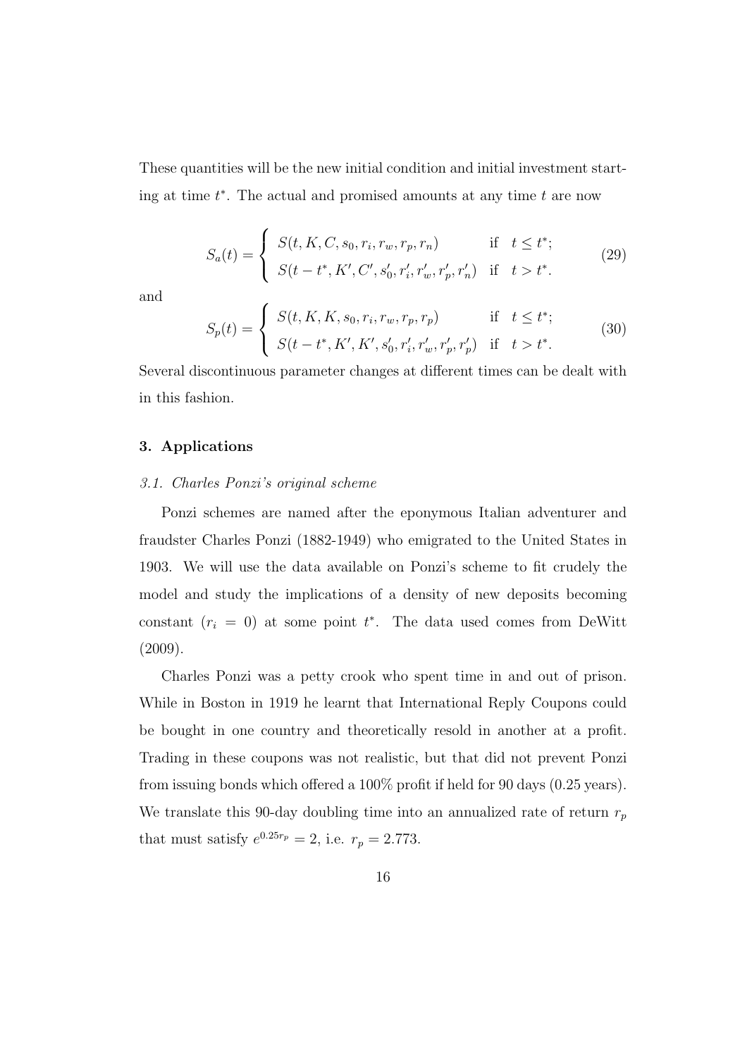These quantities will be the new initial condition and initial investment starting at time $t^*$. The actual and promised amounts at any time $t$ are now

$$S_a(t) = \begin{cases} S(t, K, C, s_0, r_i, r_w, r_p, r_n) & \text{if } \ t \leq t^*; \\ S(t - t^*, K', C', s'_0, r'_i, r'_w, r'_p, r'_n) & \text{if } \ t > t^*. \end{cases} \tag{29}$$

and

$$S_p(t) = \begin{cases} S(t, K, K, s_0, r_i, r_w, r_p, r_p) & \text{if } \ t \leq t^*; \\ S(t - t^*, K', K', s'_0, r'_i, r'_w, r'_p, r'_p) & \text{if } \ t > t^*. \end{cases} \tag{30}$$

Several discontinuous parameter changes at different times can be dealt with in this fashion.

## 3. Applications

### *3.1. Charles Ponzi's original scheme*

Ponzi schemes are named after the eponymous Italian adventurer and fraudster Charles Ponzi (1882-1949) who emigrated to the United States in 1903. We will use the data available on Ponzi's scheme to fit crudely the model and study the implications of a density of new deposits becoming constant ($r_i = 0$) at some point $t^*$. The data used comes from DeWitt (2009).

Charles Ponzi was a petty crook who spent time in and out of prison. While in Boston in 1919 he learnt that International Reply Coupons could be bought in one country and theoretically resold in another at a profit. Trading in these coupons was not realistic, but that did not prevent Ponzi from issuing bonds which offered a 100% profit if held for 90 days (0.25 years). We translate this 90-day doubling time into an annualized rate of return $r_p$ that must satisfy $e^{0.25 r_p} = 2$, i.e. $r_p = 2.773$.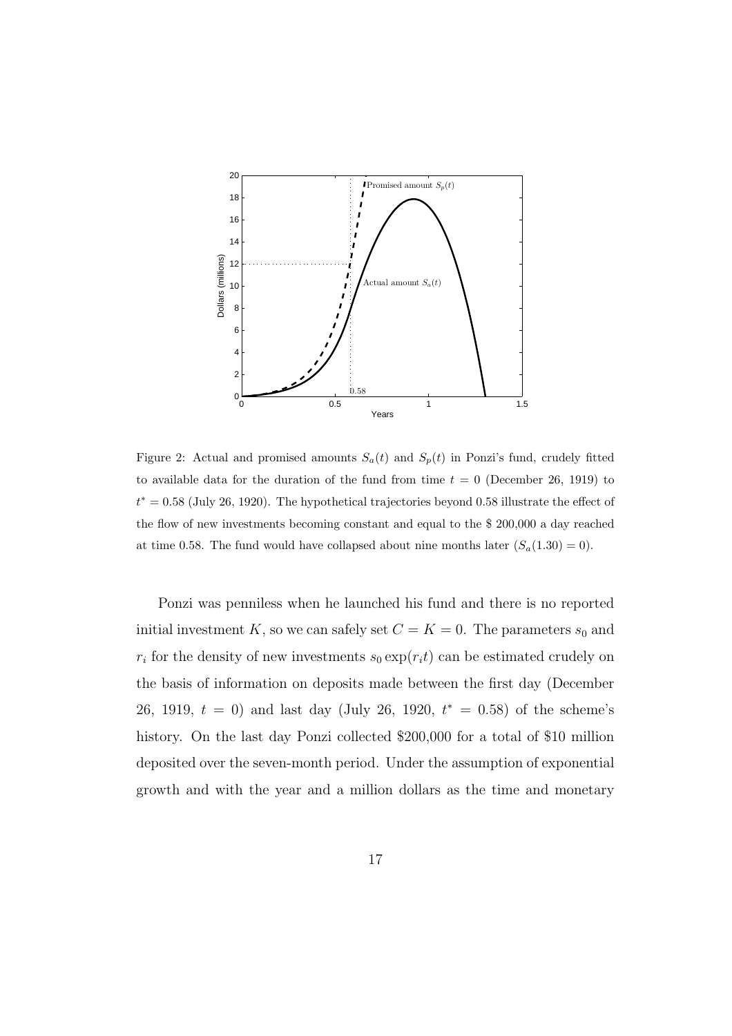Figure 2: Actual and promised amounts $S_a(t)$ and $S_p(t)$ in Ponzi's fund, crudely fitted to available data for the duration of the fund from time $t = 0$ (December 26, 1919) to $t^* = 0.58$ (July 26, 1920). The hypothetical trajectories beyond 0.58 illustrate the effect of the flow of new investments becoming constant and equal to the \$ 200,000 a day reached at time 0.58. The fund would have collapsed about nine months later ($S_a(1.30) = 0$).

Ponzi was penniless when he launched his fund and there is no reported initial investment $K$, so we can safely set $C = K = 0$. The parameters $s_0$ and $r_i$ for the density of new investments $s_0 \exp(r_i t)$ can be estimated crudely on the basis of information on deposits made between the first day (December 26, 1919, $t = 0$) and last day (July 26, 1920, $t^* = 0.58$) of the scheme's history. On the last day Ponzi collected \$200,000 for a total of \$10 million deposited over the seven-month period. Under the assumption of exponential growth and with the year and a million dollars as the time and monetary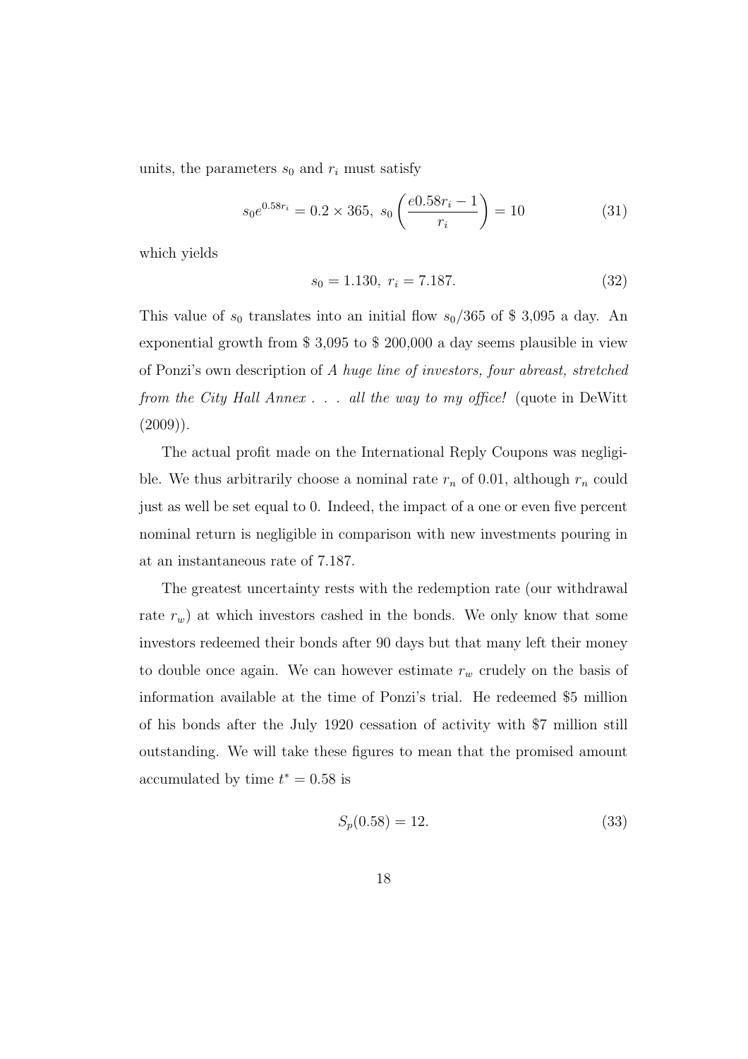units, the parameters $s_0$ and $r_i$ must satisfy

$$s_0 e^{0.58 r_i} = 0.2 \times 365, \; s_0 \left( \frac{e0.58 r_i - 1}{r_i} \right) = 10 \tag{31}$$

which yields

$$s_0 = 1.130, \; r_i = 7.187. \tag{32}$$

This value of $s_0$ translates into an initial flow $s_0/365$ of \$ 3,095 a day. An exponential growth from \$ 3,095 to \$ 200,000 a day seems plausible in view of Ponzi's own description of *A huge line of investors, four abreast, stretched from the City Hall Annex . . . all the way to my office!* (quote in DeWitt (2009)).

The actual profit made on the International Reply Coupons was negligible. We thus arbitrarily choose a nominal rate $r_n$ of 0.01, although $r_n$ could just as well be set equal to 0. Indeed, the impact of a one or even five percent nominal return is negligible in comparison with new investments pouring in at an instantaneous rate of 7.187.

The greatest uncertainty rests with the redemption rate (our withdrawal rate $r_w$) at which investors cashed in the bonds. We only know that some investors redeemed their bonds after 90 days but that many left their money to double once again. We can however estimate $r_w$ crudely on the basis of information available at the time of Ponzi's trial. He redeemed \$5 million of his bonds after the July 1920 cessation of activity with \$7 million still outstanding. We will take these figures to mean that the promised amount accumulated by time $t^* = 0.58$ is

$$S_p(0.58) = 12. \tag{33}$$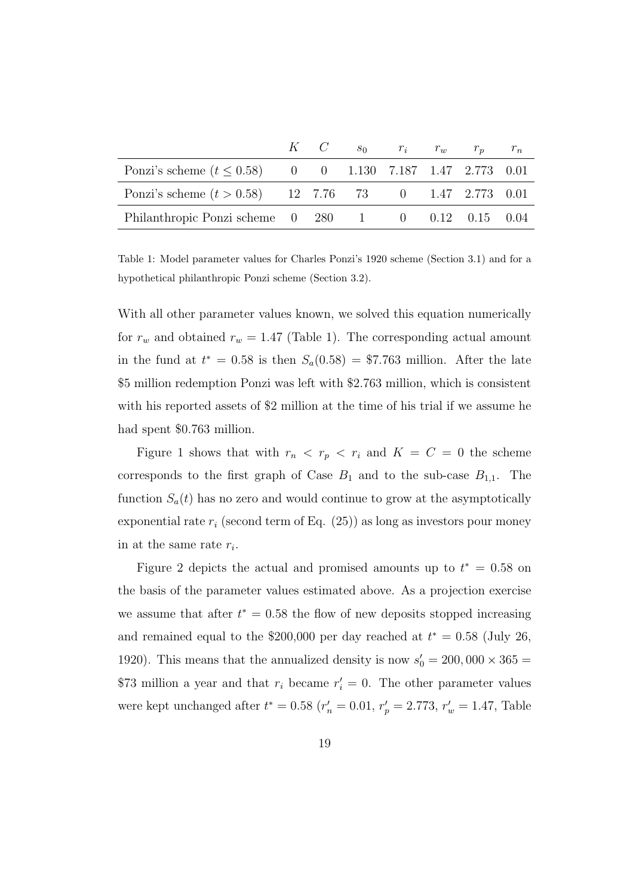| | $K$ | $C$ | $s_0$ | $r_i$ | $r_w$ | $r_p$ | $r_n$ |
|---|---|---|---|---|---|---|---|
| Ponzi's scheme ($t \leq 0.58$) | 0 | 0 | 1.130 | 7.187 | 1.47 | 2.773 | 0.01 |
| Ponzi's scheme ($t > 0.58$) | 12 | 7.76 | 73 | 0 | 1.47 | 2.773 | 0.01 |
| Philanthropic Ponzi scheme | 0 | 280 | 1 | 0 | 0.12 | 0.15 | 0.04 |

Table 1: Model parameter values for Charles Ponzi's 1920 scheme (Section 3.1) and for a hypothetical philanthropic Ponzi scheme (Section 3.2).

With all other parameter values known, we solved this equation numerically for $r_w$ and obtained $r_w = 1.47$ (Table 1). The corresponding actual amount in the fund at $t^* = 0.58$ is then $S_a(0.58) = \$7.763$ million. After the late \$5 million redemption Ponzi was left with \$2.763 million, which is consistent with his reported assets of \$2 million at the time of his trial if we assume he had spent \$0.763 million.

Figure 1 shows that with $r_n < r_p < r_i$ and $K = C = 0$ the scheme corresponds to the first graph of Case $B_1$ and to the sub-case $B_{1,1}$. The function $S_a(t)$ has no zero and would continue to grow at the asymptotically exponential rate $r_i$ (second term of Eq. (25)) as long as investors pour money in at the same rate $r_i$.

Figure 2 depicts the actual and promised amounts up to $t^* = 0.58$ on the basis of the parameter values estimated above. As a projection exercise we assume that after $t^* = 0.58$ the flow of new deposits stopped increasing and remained equal to the \$200,000 per day reached at $t^* = 0.58$ (July 26, 1920). This means that the annualized density is now $s'_0 = 200,000 \times 365 =$ \$73 million a year and that $r_i$ became $r'_i = 0$. The other parameter values were kept unchanged after $t^* = 0.58$ ($r'_n = 0.01$, $r'_p = 2.773$, $r'_w = 1.47$, Table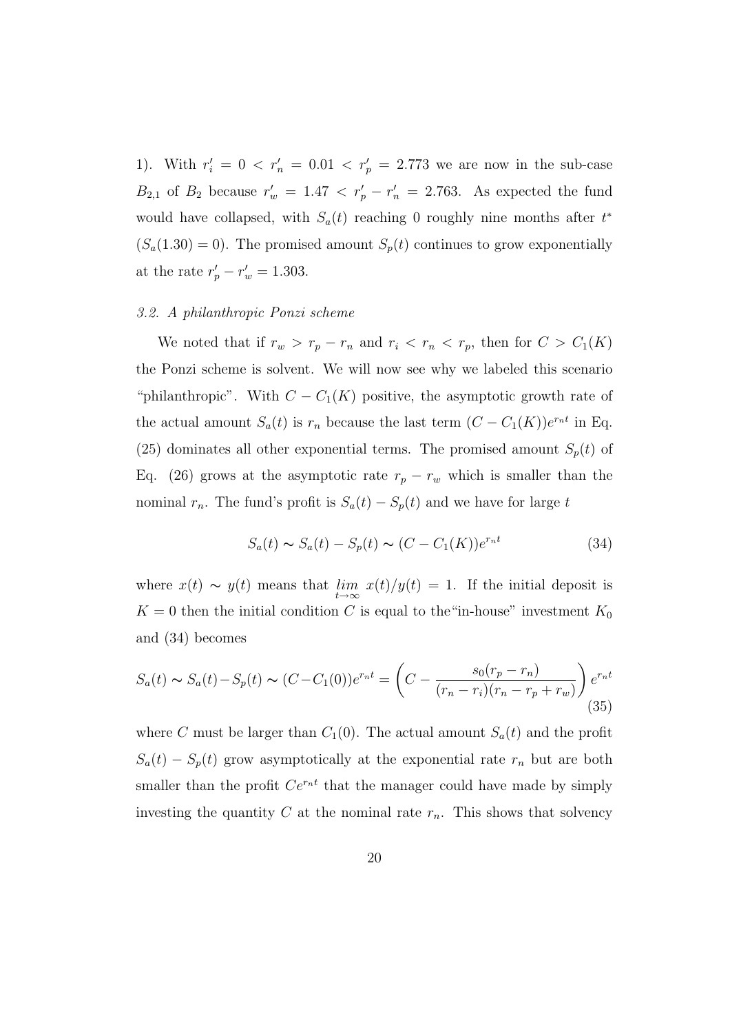1). With $r'_i = 0 < r'_n = 0.01 < r'_p = 2.773$ we are now in the sub-case $B_{2,1}$ of $B_2$ because $r'_w = 1.47 < r'_p - r'_n = 2.763$. As expected the fund would have collapsed, with $S_a(t)$ reaching 0 roughly nine months after $t^*$ ($S_a(1.30) = 0$). The promised amount $S_p(t)$ continues to grow exponentially at the rate $r'_p - r'_w = 1.303$.

### *3.2. A philanthropic Ponzi scheme*

We noted that if $r_w > r_p - r_n$ and $r_i < r_n < r_p$, then for $C > C_1(K)$ the Ponzi scheme is solvent. We will now see why we labeled this scenario "philanthropic". With $C - C_1(K)$ positive, the asymptotic growth rate of the actual amount $S_a(t)$ is $r_n$ because the last term $(C - C_1(K))e^{r_n t}$ in Eq. (25) dominates all other exponential terms. The promised amount $S_p(t)$ of Eq. (26) grows at the asymptotic rate $r_p - r_w$ which is smaller than the nominal $r_n$. The fund's profit is $S_a(t) - S_p(t)$ and we have for large $t$

$$S_a(t) \sim S_a(t) - S_p(t) \sim (C - C_1(K))e^{r_n t} \tag{34}$$

where $x(t) \sim y(t)$ means that $\lim\limits_{t \to \infty} x(t)/y(t) = 1$. If the initial deposit is $K = 0$ then the initial condition $C$ is equal to the "in-house" investment $K_0$ and (34) becomes

$$S_a(t) \sim S_a(t) - S_p(t) \sim (C - C_1(0))e^{r_n t} = \left( C - \frac{s_0(r_p - r_n)}{(r_n - r_i)(r_n - r_p + r_w)} \right) e^{r_n t} \tag{35}$$

where $C$ must be larger than $C_1(0)$. The actual amount $S_a(t)$ and the profit $S_a(t) - S_p(t)$ grow asymptotically at the exponential rate $r_n$ but are both smaller than the profit $Ce^{r_n t}$ that the manager could have made by simply investing the quantity $C$ at the nominal rate $r_n$. This shows that solvency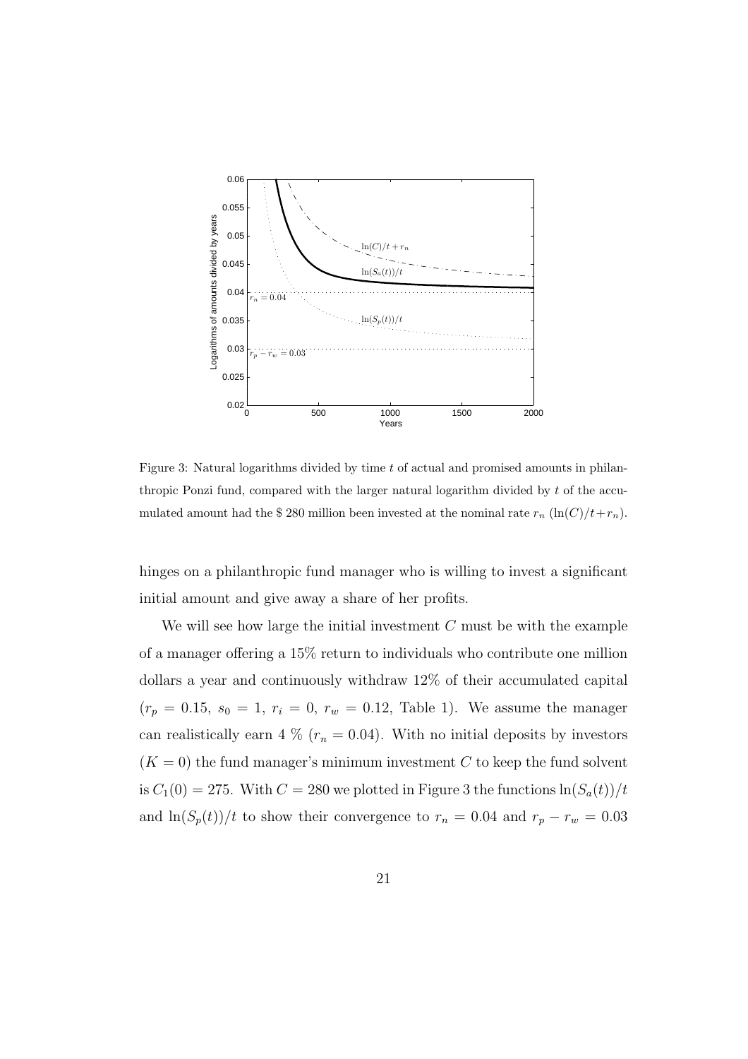Figure 3: Natural logarithms divided by time $t$ of actual and promised amounts in philanthropic Ponzi fund, compared with the larger natural logarithm divided by $t$ of the accumulated amount had the \$ 280 million been invested at the nominal rate $r_n$ ($\ln(C)/t + r_n$).

hinges on a philanthropic fund manager who is willing to invest a significant initial amount and give away a share of her profits.

We will see how large the initial investment $C$ must be with the example of a manager offering a 15% return to individuals who contribute one million dollars a year and continuously withdraw 12% of their accumulated capital ($r_p = 0.15$, $s_0 = 1$, $r_i = 0$, $r_w = 0.12$, Table 1). We assume the manager can realistically earn 4 % ($r_n = 0.04$). With no initial deposits by investors ($K = 0$) the fund manager's minimum investment $C$ to keep the fund solvent is $C_1(0) = 275$. With $C = 280$ we plotted in Figure 3 the functions $\ln(S_a(t))/t$ and $\ln(S_p(t))/t$ to show their convergence to $r_n = 0.04$ and $r_p - r_w = 0.03$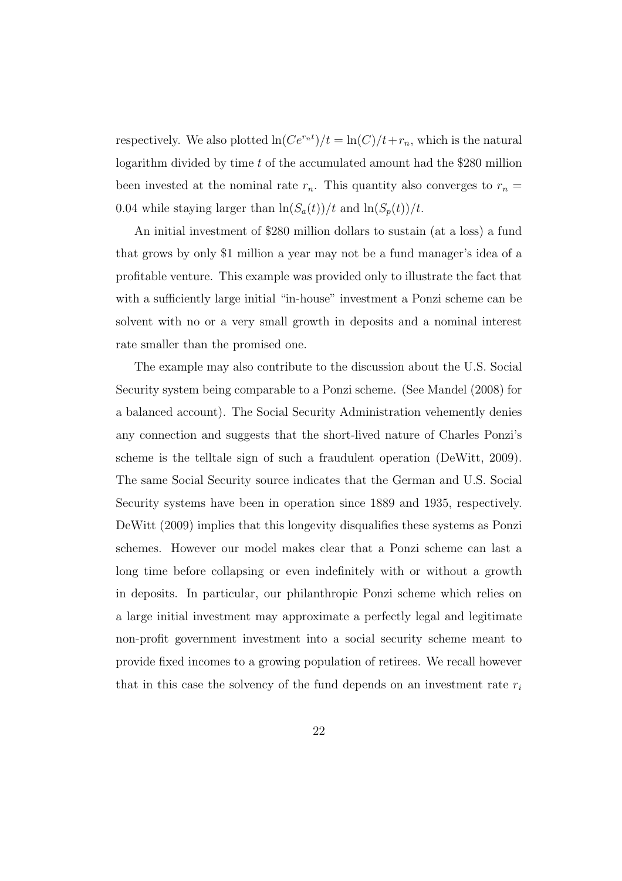respectively. We also plotted $\ln(Ce^{r_n t})/t = \ln(C)/t + r_n$, which is the natural logarithm divided by time $t$ of the accumulated amount had the \$280 million been invested at the nominal rate $r_n$. This quantity also converges to $r_n = 0.04$ while staying larger than $\ln(S_a(t))/t$ and $\ln(S_p(t))/t$.

An initial investment of \$280 million dollars to sustain (at a loss) a fund that grows by only \$1 million a year may not be a fund manager's idea of a profitable venture. This example was provided only to illustrate the fact that with a sufficiently large initial "in-house" investment a Ponzi scheme can be solvent with no or a very small growth in deposits and a nominal interest rate smaller than the promised one.

The example may also contribute to the discussion about the U.S. Social Security system being comparable to a Ponzi scheme. (See Mandel (2008) for a balanced account). The Social Security Administration vehemently denies any connection and suggests that the short-lived nature of Charles Ponzi's scheme is the telltale sign of such a fraudulent operation (DeWitt, 2009). The same Social Security source indicates that the German and U.S. Social Security systems have been in operation since 1889 and 1935, respectively. DeWitt (2009) implies that this longevity disqualifies these systems as Ponzi schemes. However our model makes clear that a Ponzi scheme can last a long time before collapsing or even indefinitely with or without a growth in deposits. In particular, our philanthropic Ponzi scheme which relies on a large initial investment may approximate a perfectly legal and legitimate non-profit government investment into a social security scheme meant to provide fixed incomes to a growing population of retirees. We recall however that in this case the solvency of the fund depends on an investment rate $r_i$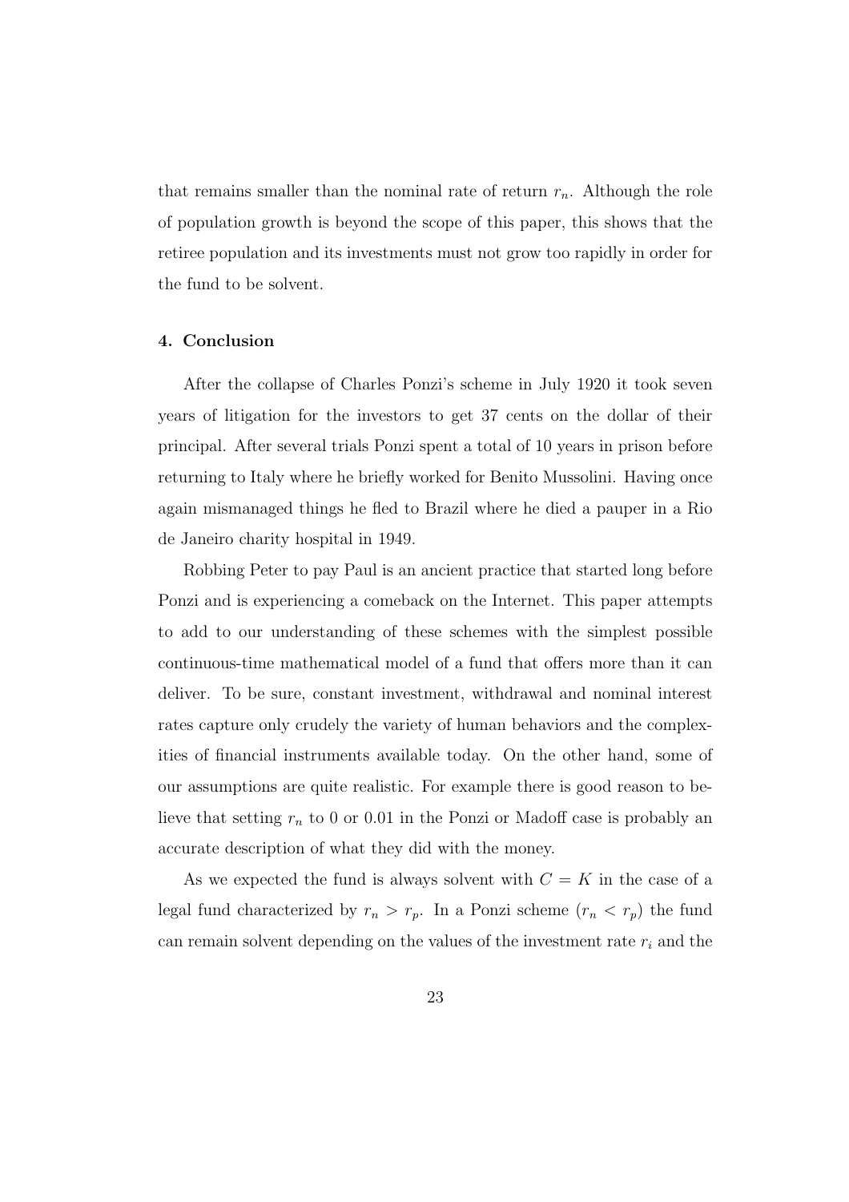that remains smaller than the nominal rate of return $r_n$. Although the role of population growth is beyond the scope of this paper, this shows that the retiree population and its investments must not grow too rapidly in order for the fund to be solvent.

## 4. Conclusion

After the collapse of Charles Ponzi's scheme in July 1920 it took seven years of litigation for the investors to get 37 cents on the dollar of their principal. After several trials Ponzi spent a total of 10 years in prison before returning to Italy where he briefly worked for Benito Mussolini. Having once again mismanaged things he fled to Brazil where he died a pauper in a Rio de Janeiro charity hospital in 1949.

Robbing Peter to pay Paul is an ancient practice that started long before Ponzi and is experiencing a comeback on the Internet. This paper attempts to add to our understanding of these schemes with the simplest possible continuous-time mathematical model of a fund that offers more than it can deliver. To be sure, constant investment, withdrawal and nominal interest rates capture only crudely the variety of human behaviors and the complexities of financial instruments available today. On the other hand, some of our assumptions are quite realistic. For example there is good reason to believe that setting $r_n$ to 0 or 0.01 in the Ponzi or Madoff case is probably an accurate description of what they did with the money.

As we expected the fund is always solvent with $C = K$ in the case of a legal fund characterized by $r_n > r_p$. In a Ponzi scheme ($r_n < r_p$) the fund can remain solvent depending on the values of the investment rate $r_i$ and the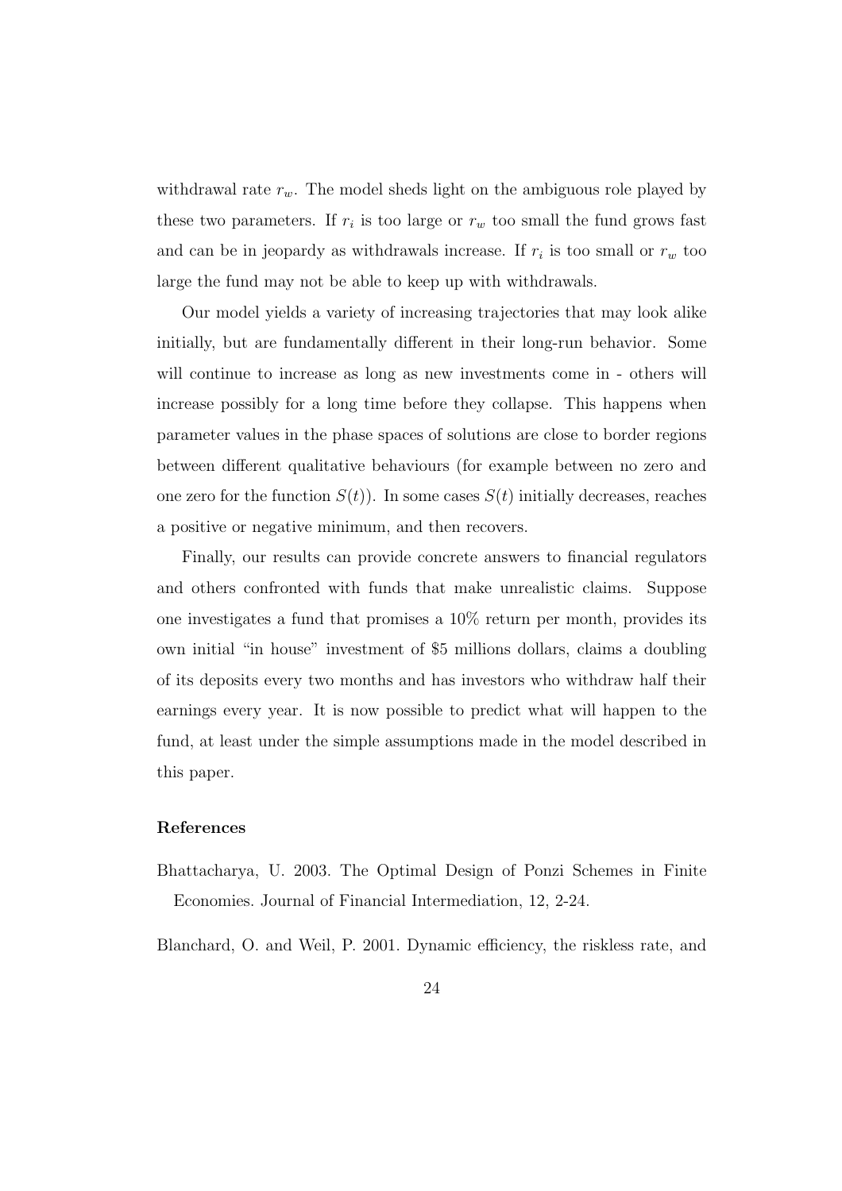withdrawal rate $r_w$. The model sheds light on the ambiguous role played by these two parameters. If $r_i$ is too large or $r_w$ too small the fund grows fast and can be in jeopardy as withdrawals increase. If $r_i$ is too small or $r_w$ too large the fund may not be able to keep up with withdrawals.

Our model yields a variety of increasing trajectories that may look alike initially, but are fundamentally different in their long-run behavior. Some will continue to increase as long as new investments come in - others will increase possibly for a long time before they collapse. This happens when parameter values in the phase spaces of solutions are close to border regions between different qualitative behaviours (for example between no zero and one zero for the function $S(t)$). In some cases $S(t)$ initially decreases, reaches a positive or negative minimum, and then recovers.

Finally, our results can provide concrete answers to financial regulators and others confronted with funds that make unrealistic claims. Suppose one investigates a fund that promises a 10% return per month, provides its own initial "in house" investment of \$5 millions dollars, claims a doubling of its deposits every two months and has investors who withdraw half their earnings every year. It is now possible to predict what will happen to the fund, at least under the simple assumptions made in the model described in this paper.

### References

Bhattacharya, U. 2003. The Optimal Design of Ponzi Schemes in Finite Economies. Journal of Financial Intermediation, 12, 2-24.

Blanchard, O. and Weil, P. 2001. Dynamic efficiency, the riskless rate, and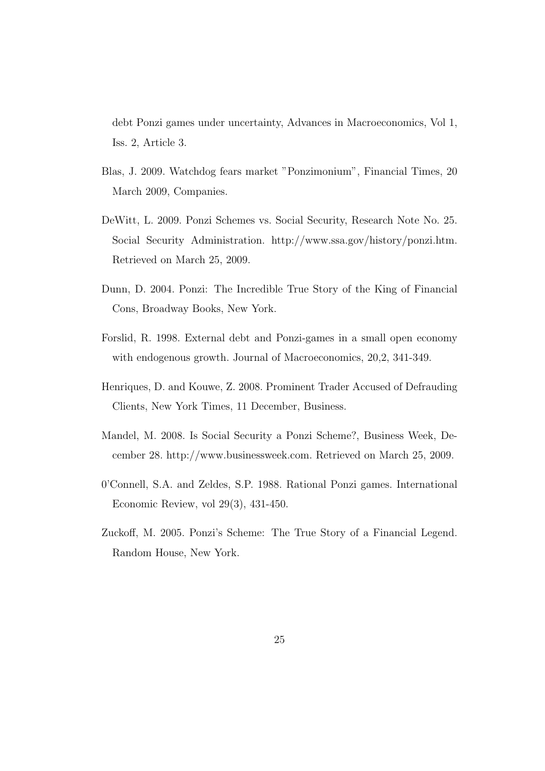debt Ponzi games under uncertainty, Advances in Macroeconomics, Vol 1, Iss. 2, Article 3.

Blas, J. 2009. Watchdog fears market "Ponzimonium", Financial Times, 20 March 2009, Companies.

DeWitt, L. 2009. Ponzi Schemes vs. Social Security, Research Note No. 25. Social Security Administration. http://www.ssa.gov/history/ponzi.htm. Retrieved on March 25, 2009.

Dunn, D. 2004. Ponzi: The Incredible True Story of the King of Financial Cons, Broadway Books, New York.

Forslid, R. 1998. External debt and Ponzi-games in a small open economy with endogenous growth. Journal of Macroeconomics, 20,2, 341-349.

Henriques, D. and Kouwe, Z. 2008. Prominent Trader Accused of Defrauding Clients, New York Times, 11 December, Business.

Mandel, M. 2008. Is Social Security a Ponzi Scheme?, Business Week, December 28. http://www.businessweek.com. Retrieved on March 25, 2009.

0'Connell, S.A. and Zeldes, S.P. 1988. Rational Ponzi games. International Economic Review, vol 29(3), 431-450.

Zuckoff, M. 2005. Ponzi's Scheme: The True Story of a Financial Legend. Random House, New York.